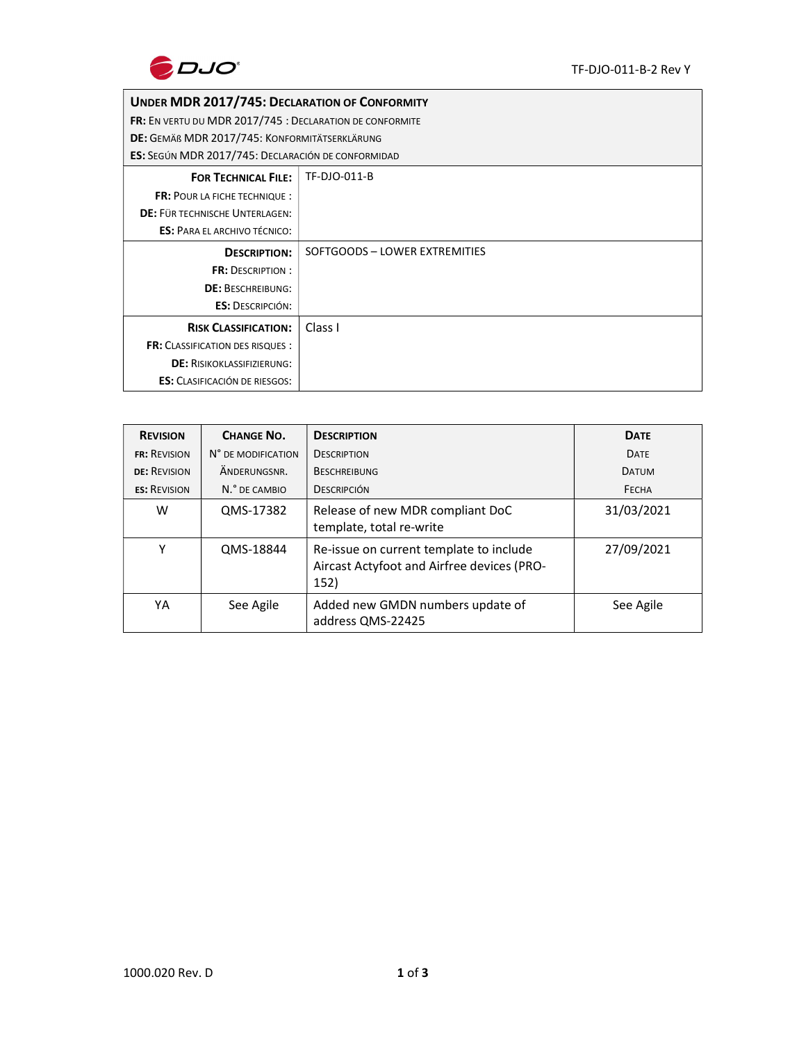| **Under MDR 2017/745: Declaration of Conformity**<br>**FR:** En vertu du MDR 2017/745 : Declaration de conformite<br>**DE:** Gemäß MDR 2017/745: Konformitätserklärung<br>**ES:** Según MDR 2017/745: Declaración de conformidad | |
|---|---|
| **For Technical File:**<br>**FR:** Pour la fiche technique :<br>**DE:** Für technische Unterlagen:<br>**ES:** Para el archivo técnico: | TF-DJO-011-B |
| **Description:**<br>**FR:** Description :<br>**DE:** Beschreibung:<br>**ES:** Descripción: | SOFTGOODS – LOWER EXTREMITIES |
| **Risk Classification:**<br>**FR:** Classification des risques :<br>**DE:** Risikoklassifizierung:<br>**ES:** Clasificación de riesgos: | Class I |

| **Revision**<br>**FR:** Revision<br>**DE:** Revision<br>**ES:** Revision | **Change No.**<br>N° de modification<br>Änderungsnr.<br>N.° de cambio | **Description**<br>Description<br>Beschreibung<br>Descripción | **Date**<br>Date<br>Datum<br>Fecha |
|---|---|---|---|
| W | QMS-17382 | Release of new MDR compliant DoC template, total re-write | 31/03/2021 |
| Y | QMS-18844 | Re-issue on current template to include Aircast Actyfoot and Airfree devices (PRO-152) | 27/09/2021 |
| YA | See Agile | Added new GMDN numbers update of address QMS-22425 | See Agile |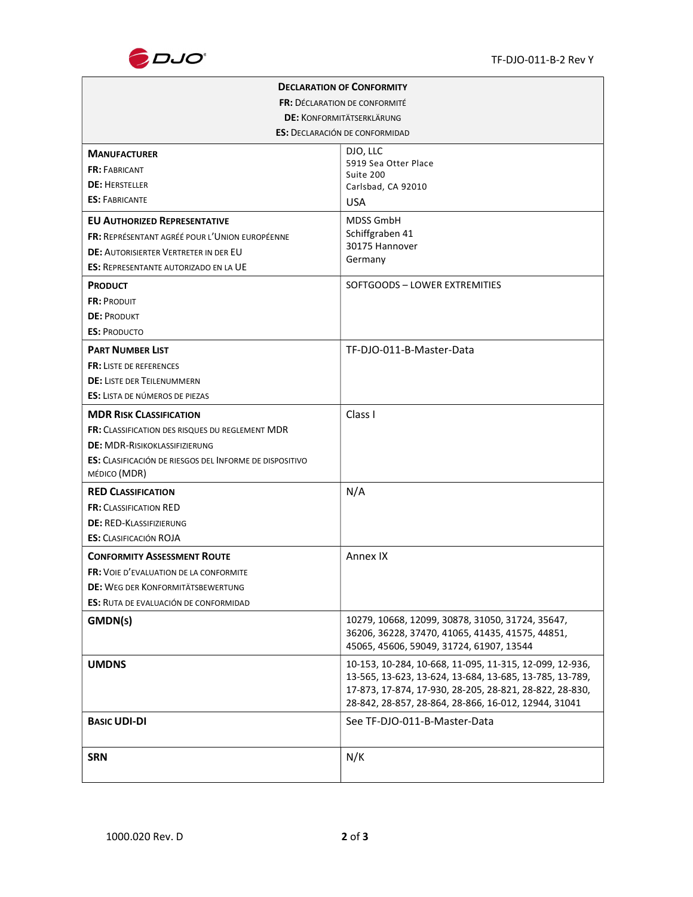| **Declaration of Conformity**<br>**FR:** Déclaration de conformité<br>**DE:** Konformitätserklärung<br>**ES:** Declaración de conformidad | |
|---|---|
| **Manufacturer**<br>**FR:** Fabricant<br>**DE:** Hersteller<br>**ES:** Fabricante | DJO, LLC<br>5919 Sea Otter Place<br>Suite 200<br>Carlsbad, CA 92010<br>USA |
| **EU Authorized Representative**<br>**FR:** Représentant agréé pour l'Union européenne<br>**DE:** Autorisierter Vertreter in der EU<br>**ES:** Representante autorizado en la UE | MDSS GmbH<br>Schiffgraben 41<br>30175 Hannover<br>Germany |
| **Product**<br>**FR:** Produit<br>**DE:** Produkt<br>**ES:** Producto | SOFTGOODS – LOWER EXTREMITIES |
| **Part Number List**<br>**FR:** Liste de references<br>**DE:** Liste der Teilenummern<br>**ES:** Lista de números de piezas | TF-DJO-011-B-Master-Data |
| **MDR Risk Classification**<br>**FR:** Classification des risques du reglement MDR<br>**DE:** MDR-Risikoklassifizierung<br>**ES:** Clasificación de riesgos del informe de dispositivo médico (MDR) | Class I |
| **RED Classification**<br>**FR:** Classification RED<br>**DE:** RED-Klassifizierung<br>**ES:** Clasificación ROJA | N/A |
| **Conformity Assessment Route**<br>**FR:** Voie d'evaluation de la conformite<br>**DE:** Weg der Konformitätsbewertung<br>**ES:** Ruta de evaluación de conformidad | Annex IX |
| **GMDN(s)** | 10279, 10668, 12099, 30878, 31050, 31724, 35647, 36206, 36228, 37470, 41065, 41435, 41575, 44851, 45065, 45606, 59049, 31724, 61907, 13544 |
| **UMDNS** | 10-153, 10-284, 10-668, 11-095, 11-315, 12-099, 12-936, 13-565, 13-623, 13-624, 13-684, 13-685, 13-785, 13-789, 17-873, 17-874, 17-930, 28-205, 28-821, 28-822, 28-830, 28-842, 28-857, 28-864, 28-866, 16-012, 12944, 31041 |
| **Basic UDI-DI** | See TF-DJO-011-B-Master-Data |
| **SRN** | N/K |

1000.020 Rev. D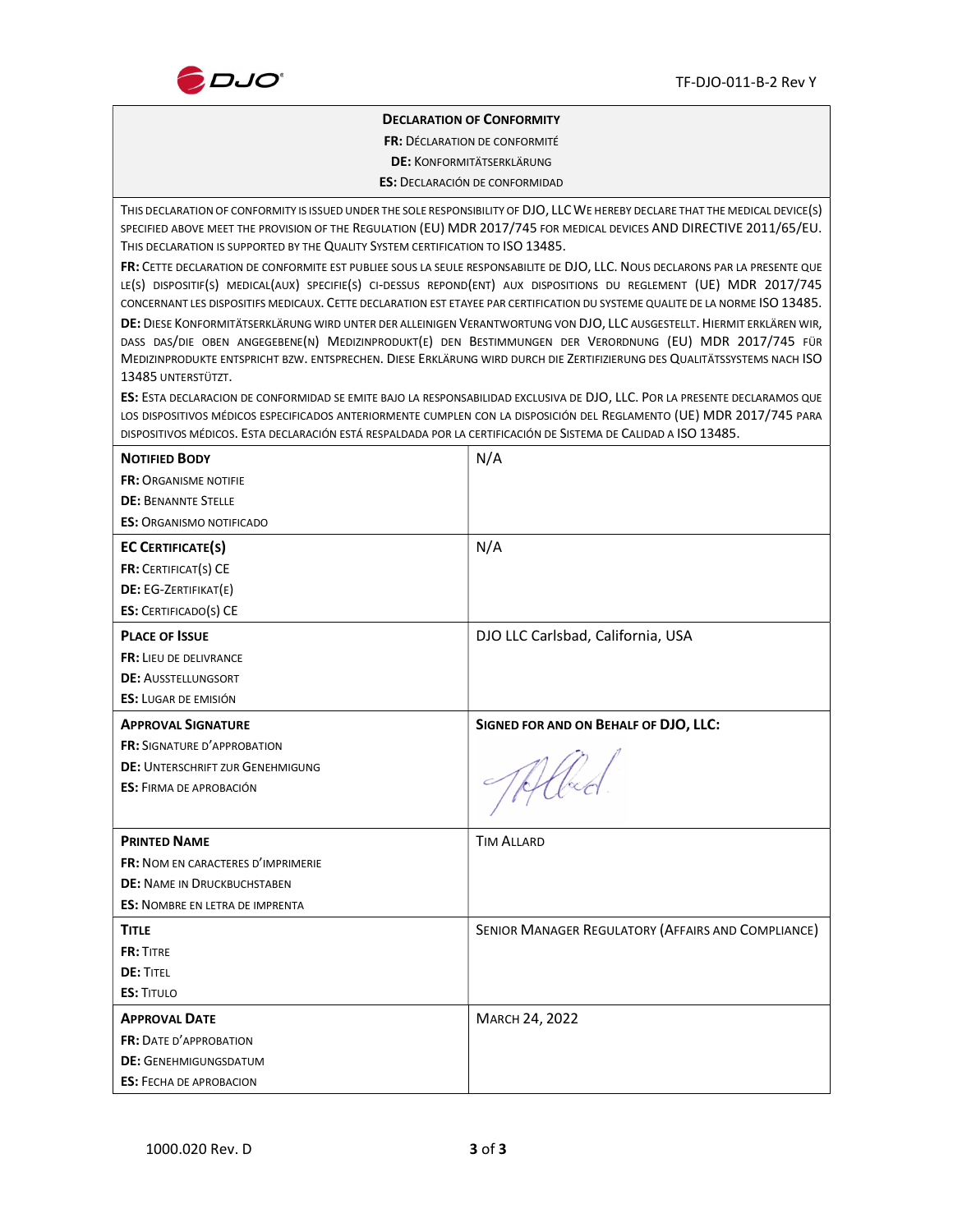**DECLARATION OF CONFORMITY**

**FR:** DÉCLARATION DE CONFORMITÉ

**DE:** KONFORMITÄTSERKLÄRUNG

**ES:** DECLARACIÓN DE CONFORMIDAD

THIS DECLARATION OF CONFORMITY IS ISSUED UNDER THE SOLE RESPONSIBILITY OF DJO, LLC WE HEREBY DECLARE THAT THE MEDICAL DEVICE(S) SPECIFIED ABOVE MEET THE PROVISION OF THE REGULATION (EU) MDR 2017/745 FOR MEDICAL DEVICES AND DIRECTIVE 2011/65/EU. THIS DECLARATION IS SUPPORTED BY THE QUALITY SYSTEM CERTIFICATION TO ISO 13485.

**FR:** CETTE DECLARATION DE CONFORMITE EST PUBLIEE SOUS LA SEULE RESPONSABILITE DE DJO, LLC. NOUS DECLARONS PAR LA PRESENTE QUE LE(S) DISPOSITIF(S) MEDICAL(AUX) SPECIFIE(S) CI-DESSUS REPOND(ENT) AUX DISPOSITIONS DU REGLEMENT (UE) MDR 2017/745 CONCERNANT LES DISPOSITIFS MEDICAUX. CETTE DECLARATION EST ETAYEE PAR CERTIFICATION DU SYSTEME QUALITE DE LA NORME ISO 13485.

**DE:** DIESE KONFORMITÄTSERKLÄRUNG WIRD UNTER DER ALLEINIGEN VERANTWORTUNG VON DJO, LLC AUSGESTELLT. HIERMIT ERKLÄREN WIR, DASS DAS/DIE OBEN ANGEGEBENE(N) MEDIZINPRODUKT(E) DEN BESTIMMUNGEN DER VERORDNUNG (EU) MDR 2017/745 FÜR MEDIZINPRODUKTE ENTSPRICHT BZW. ENTSPRECHEN. DIESE ERKLÄRUNG WIRD DURCH DIE ZERTIFIZIERUNG DES QUALITÄTSSYSTEMS NACH ISO 13485 UNTERSTÜTZT.

**ES:** ESTA DECLARACION DE CONFORMIDAD SE EMITE BAJO LA RESPONSABILIDAD EXCLUSIVA DE DJO, LLC. POR LA PRESENTE DECLARAMOS QUE LOS DISPOSITIVOS MÉDICOS ESPECIFICADOS ANTERIORMENTE CUMPLEN CON LA DISPOSICIÓN DEL REGLAMENTO (UE) MDR 2017/745 PARA DISPOSITIVOS MÉDICOS. ESTA DECLARACIÓN ESTÁ RESPALDADA POR LA CERTIFICACIÓN DE SISTEMA DE CALIDAD A ISO 13485.

| | |
|---|---|
| **NOTIFIED BODY**<br>**FR:** ORGANISME NOTIFIE<br>**DE:** BENANNTE STELLE<br>**ES:** ORGANISMO NOTIFICADO | N/A |
| **EC CERTIFICATE(S)**<br>**FR:** CERTIFICAT(S) CE<br>**DE:** EG-ZERTIFIKAT(E)<br>**ES:** CERTIFICADO(S) CE | N/A |
| **PLACE OF ISSUE**<br>**FR:** LIEU DE DELIVRANCE<br>**DE:** AUSSTELLUNGSORT<br>**ES:** LUGAR DE EMISIÓN | DJO LLC Carlsbad, California, USA |
| **APPROVAL SIGNATURE**<br>**FR:** SIGNATURE D'APPROBATION<br>**DE:** UNTERSCHRIFT ZUR GENEHMIGUNG<br>**ES:** FIRMA DE APROBACIÓN | **SIGNED FOR AND ON BEHALF OF DJO, LLC:** |
| **PRINTED NAME**<br>**FR:** NOM EN CARACTERES D'IMPRIMERIE<br>**DE:** NAME IN DRUCKBUCHSTABEN<br>**ES:** NOMBRE EN LETRA DE IMPRENTA | TIM ALLARD |
| **TITLE**<br>**FR:** TITRE<br>**DE:** TITEL<br>**ES:** TITULO | SENIOR MANAGER REGULATORY (AFFAIRS AND COMPLIANCE) |
| **APPROVAL DATE**<br>**FR:** DATE D'APPROBATION<br>**DE:** GENEHMIGUNGSDATUM<br>**ES:** FECHA DE APROBACION | MARCH 24, 2022 |